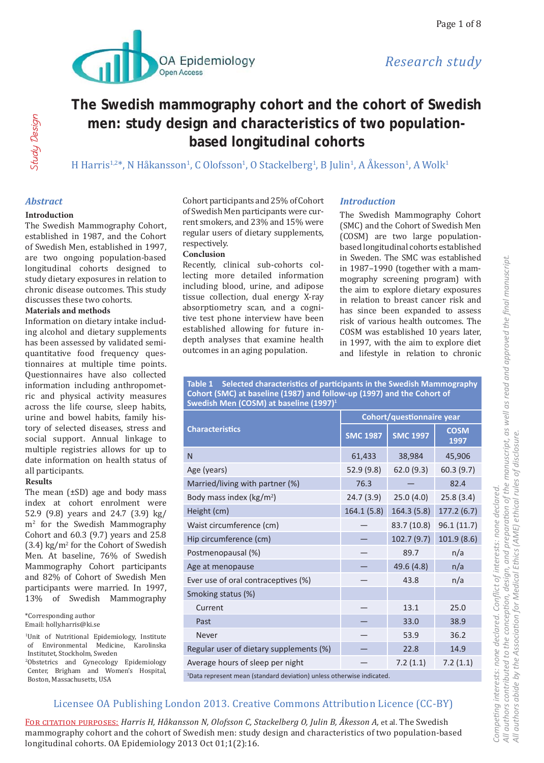Research study

# The Swedish mammography cohort and the cohort of Swedish men: study design and characteristics of two population-based longitudinal cohorts

H Harris[1,2*], N Håkansson[1], C Olofsson[1], O Stackelberg[1], B Julin[1], A Åkesson[1], A Wolk[1]

## *Abstract*

**Introduction**

The Swedish Mammography Cohort, established in 1987, and the Cohort of Swedish Men, established in 1997, are two ongoing population-based longitudinal cohorts designed to study dietary exposures in relation to chronic disease outcomes. This study discusses these two cohorts.

**Materials and methods**

Information on dietary intake including alcohol and dietary supplements has been assessed by validated semi-quantitative food frequency questionnaires at multiple time points. Questionnaires have also collected information including anthropometric and physical activity measures across the life course, sleep habits, urine and bowel habits, family history of selected diseases, stress and social support. Annual linkage to multiple registries allows for up to date information on health status of all participants.

**Results**

The mean (±SD) age and body mass index at cohort enrolment were 52.9 (9.8) years and 24.7 (3.9) kg/m$^2$ for the Swedish Mammography Cohort and 60.3 (9.7) years and 25.8 (3.4) kg/m$^2$ for the Cohort of Swedish Men. At baseline, 76% of Swedish Mammography Cohort participants and 82% of Cohort of Swedish Men participants were married. In 1997, 13% of Swedish Mammography Cohort participants and 25% of Cohort of Swedish Men participants were current smokers, and 23% and 15% were regular users of dietary supplements, respectively.

**Conclusion**

Recently, clinical sub-cohorts collecting more detailed information including blood, urine, and adipose tissue collection, dual energy X-ray absorptiometry scan, and a cognitive test phone interview have been established allowing for future in-depth analyses that examine health outcomes in an aging population.

## *Introduction*

The Swedish Mammography Cohort (SMC) and the Cohort of Swedish Men (COSM) are two large population-based longitudinal cohorts established in Sweden. The SMC was established in 1987–1990 (together with a mammography screening program) with the aim to explore dietary exposures in relation to breast cancer risk and has since been expanded to assess risk of various health outcomes. The COSM was established 10 years later, in 1997, with the aim to explore diet and lifestyle in relation to chronic

**Table 1 Selected characteristics of participants in the Swedish Mammography Cohort (SMC) at baseline (1987) and follow-up (1997) and the Cohort of Swedish Men (COSM) at baseline (1997)[1]**

| Characteristics | Cohort/questionnaire year | | |
|---|---|---|---|
| | SMC 1987 | SMC 1997 | COSM 1997 |
| N | 61,433 | 38,984 | 45,906 |
| Age (years) | 52.9 (9.8) | 62.0 (9.3) | 60.3 (9.7) |
| Married/living with partner (%) | 76.3 | — | 82.4 |
| Body mass index (kg/m$^2$) | 24.7 (3.9) | 25.0 (4.0) | 25.8 (3.4) |
| Height (cm) | 164.1 (5.8) | 164.3 (5.8) | 177.2 (6.7) |
| Waist circumference (cm) | — | 83.7 (10.8) | 96.1 (11.7) |
| Hip circumference (cm) | — | 102.7 (9.7) | 101.9 (8.6) |
| Postmenopausal (%) | — | 89.7 | n/a |
| Age at menopause | — | 49.6 (4.8) | n/a |
| Ever use of oral contraceptives (%) | — | 43.8 | n/a |
| Smoking status (%) | | | |
| Current | — | 13.1 | 25.0 |
| Past | — | 33.0 | 38.9 |
| Never | — | 53.9 | 36.2 |
| Regular user of dietary supplements (%) | — | 22.8 | 14.9 |
| Average hours of sleep per night | — | 7.2 (1.1) | 7.2 (1.1) |

[1]Data represent mean (standard deviation) unless otherwise indicated.

*Corresponding author
Email: holly.harris@ki.se

[1]Unit of Nutritional Epidemiology, Institute of Environmental Medicine, Karolinska Institutet, Stockholm, Sweden

[2]Obstetrics and Gynecology Epidemiology Center, Brigham and Women's Hospital, Boston, Massachusetts, USA

Licensee OA Publishing London 2013. Creative Commons Attribution Licence (CC-BY)

For citation purposes: *Harris H, Håkansson N, Olofsson C, Stackelberg O, Julin B, Åkesson A,* et al. The Swedish mammography cohort and the cohort of Swedish men: study design and characteristics of two population-based longitudinal cohorts. OA Epidemiology 2013 Oct 01;1(2):16.

*Competing interests: none declared. Conflict of interests: none declared. All authors contributed to the conception, design, and preparation of the manuscript, as well as read and approved the final manuscript. All authors abide by the Association for Medical Ethics (AME) ethical rules of disclosure.*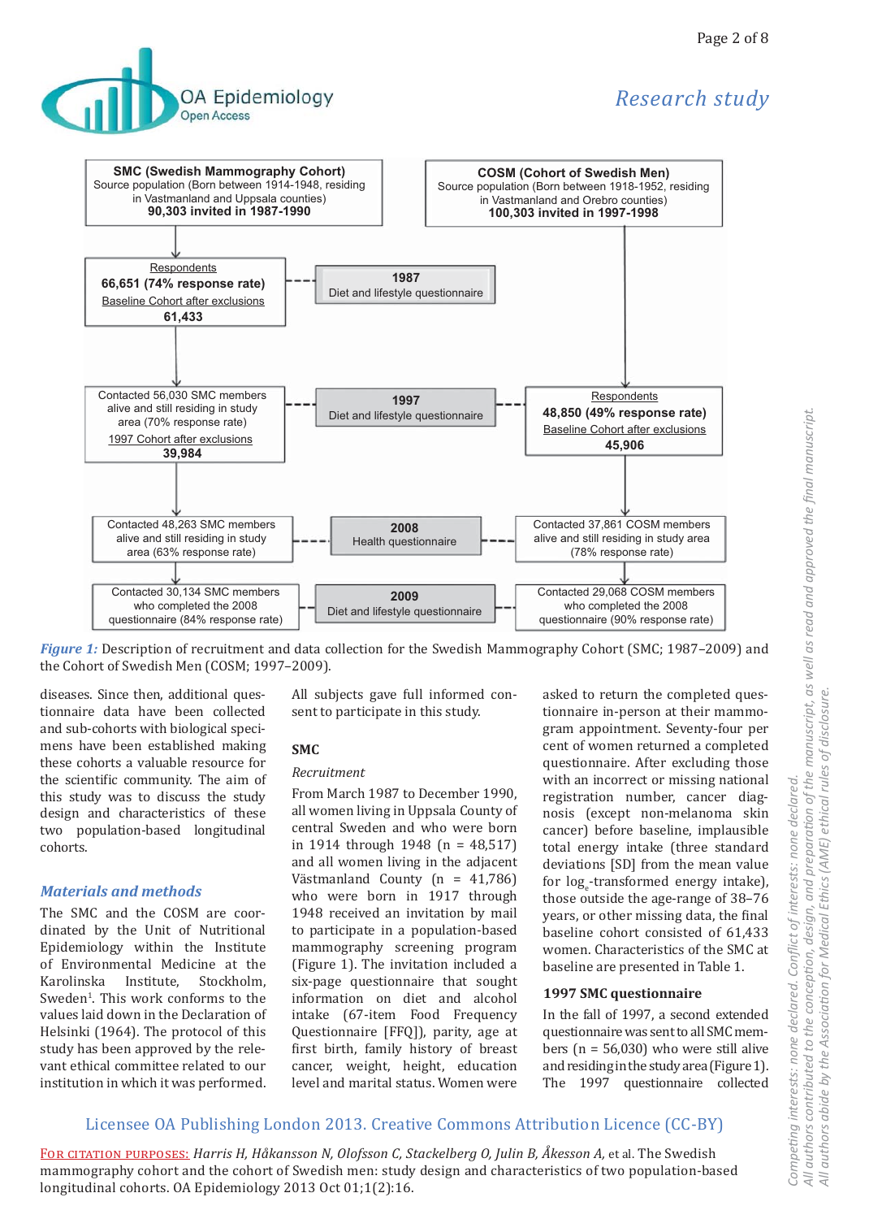SMC (Swedish Mammography Cohort)
Source population (Born between 1914-1948, residing in Vastmanland and Uppsala counties)
**90,303 invited in 1987-1990**

Respondents
**66,651 (74% response rate)**
Baseline Cohort after exclusions
**61,433**

**1987**
Diet and lifestyle questionnaire

Contacted 56,030 SMC members alive and still residing in study area (70% response rate)
1997 Cohort after exclusions
**39,984**

**1997**
Diet and lifestyle questionnaire

Contacted 48,263 SMC members alive and still residing in study area (63% response rate)

**2008**
Health questionnaire

Contacted 30,134 SMC members who completed the 2008 questionnaire (84% response rate)

**2009**
Diet and lifestyle questionnaire

COSM (Cohort of Swedish Men)
Source population (Born between 1918-1952, residing in Vastmanland and Orebro counties)
**100,303 invited in 1997-1998**

Respondents
**48,850 (49% response rate)**
Baseline Cohort after exclusions
**45,906**

Contacted 37,861 COSM members alive and still residing in study area (78% response rate)

Contacted 29,068 COSM members who completed the 2008 questionnaire (90% response rate)

*Figure 1:* Description of recruitment and data collection for the Swedish Mammography Cohort (SMC; 1987–2009) and the Cohort of Swedish Men (COSM; 1997–2009).

diseases. Since then, additional questionnaire data have been collected and sub-cohorts with biological specimens have been established making these cohorts a valuable resource for the scientific community. The aim of this study was to discuss the study design and characteristics of these two population-based longitudinal cohorts.

## Materials and methods

The SMC and the COSM are coordinated by the Unit of Nutritional Epidemiology within the Institute of Environmental Medicine at the Karolinska Institute, Stockholm, Sweden[1]. This work conforms to the values laid down in the Declaration of Helsinki (1964). The protocol of this study has been approved by the relevant ethical committee related to our institution in which it was performed. All subjects gave full informed consent to participate in this study.

### SMC

*Recruitment*

From March 1987 to December 1990, all women living in Uppsala County of central Sweden and who were born in 1914 through 1948 (n = 48,517) and all women living in the adjacent Västmanland County (n = 41,786) who were born in 1917 through 1948 received an invitation by mail to participate in a population-based mammography screening program (Figure 1). The invitation included a six-page questionnaire that sought information on diet and alcohol intake (67-item Food Frequency Questionnaire [FFQ]), parity, age at first birth, family history of breast cancer, weight, height, education level and marital status. Women were asked to return the completed questionnaire in-person at their mammogram appointment. Seventy-four per cent of women returned a completed questionnaire. After excluding those with an incorrect or missing national registration number, cancer diagnosis (except non-melanoma skin cancer) before baseline, implausible total energy intake (three standard deviations [SD] from the mean value for $\log_e$-transformed energy intake), those outside the age-range of 38–76 years, or other missing data, the final baseline cohort consisted of 61,433 women. Characteristics of the SMC at baseline are presented in Table 1.

### 1997 SMC questionnaire

In the fall of 1997, a second extended questionnaire was sent to all SMC members (n = 56,030) who were still alive and residing in the study area (Figure 1). The 1997 questionnaire collected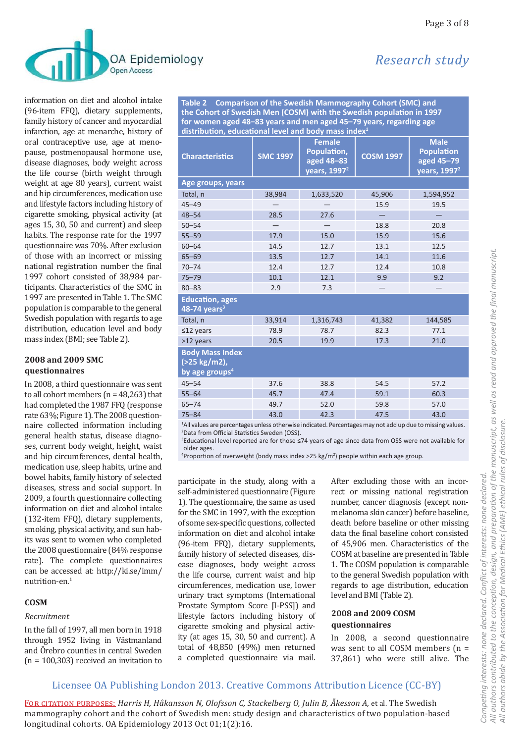information on diet and alcohol intake (96-item FFQ), dietary supplements, family history of cancer and myocardial infarction, age at menarche, history of oral contraceptive use, age at menopause, postmenopausal hormone use, disease diagnoses, body weight across the life course (birth weight through weight at age 80 years), current waist and hip circumferences, medication use and lifestyle factors including history of cigarette smoking, physical activity (at ages 15, 30, 50 and current) and sleep habits. The response rate for the 1997 questionnaire was 70%. After exclusion of those with an incorrect or missing national registration number the final 1997 cohort consisted of 38,984 participants. Characteristics of the SMC in 1997 are presented in Table 1. The SMC population is comparable to the general Swedish population with regards to age distribution, education level and body mass index (BMI; see Table 2).

### 2008 and 2009 SMC questionnaires

In 2008, a third questionnaire was sent to all cohort members (n = 48,263) that had completed the 1987 FFQ (response rate 63%; Figure 1). The 2008 questionnaire collected information including general health status, disease diagnoses, current body weight, height, waist and hip circumferences, dental health, medication use, sleep habits, urine and bowel habits, family history of selected diseases, stress and social support. In 2009, a fourth questionnaire collecting information on diet and alcohol intake (132-item FFQ), dietary supplements, smoking, physical activity, and sun habits was sent to women who completed the 2008 questionnaire (84% response rate). The complete questionnaires can be accessed at: http://ki.se/imm/nutrition-en.[1]

**Table 2** Comparison of the Swedish Mammography Cohort (SMC) and the Cohort of Swedish Men (COSM) with the Swedish population in 1997 for women aged 48–83 years and men aged 45–79 years, regarding age distribution, educational level and body mass index[1]

| Characteristics | SMC 1997 | Female Population, aged 48–83 years, 1997[2] | COSM 1997 | Male Population aged 45–79 years, 1997[2] |
|---|---|---|---|---|
| **Age groups, years** | | | | |
| Total, n | 38,984 | 1,633,520 | 45,906 | 1,594,952 |
| 45–49 | — | — | 15.9 | 19.5 |
| 48–54 | 28.5 | 27.6 | — | — |
| 50–54 | — | — | 18.8 | 20.8 |
| 55–59 | 17.9 | 15.0 | 15.9 | 15.6 |
| 60–64 | 14.5 | 12.7 | 13.1 | 12.5 |
| 65–69 | 13.5 | 12.7 | 14.1 | 11.6 |
| 70–74 | 12.4 | 12.7 | 12.4 | 10.8 |
| 75–79 | 10.1 | 12.1 | 9.9 | 9.2 |
| 80–83 | 2.9 | 7.3 | — | — |
| **Education, ages 48-74 years[3]** | | | | |
| Total, n | 33,914 | 1,316,743 | 41,382 | 144,585 |
| ≤12 years | 78.9 | 78.7 | 82.3 | 77.1 |
| >12 years | 20.5 | 19.9 | 17.3 | 21.0 |
| **Body Mass Index (>25 kg/m2), by age groups[4]** | | | | |
| 45–54 | 37.6 | 38.8 | 54.5 | 57.2 |
| 55–64 | 45.7 | 47.4 | 59.1 | 60.3 |
| 65–74 | 49.7 | 52.0 | 59.8 | 57.0 |
| 75–84 | 43.0 | 42.3 | 47.5 | 43.0 |

[1]All values are percentages unless otherwise indicated. Percentages may not add up due to missing values.
[2]Data from Official Statistics Sweden (OSS).
[3]Educational level reported are for those ≤74 years of age since data from OSS were not available for older ages.
[4]Proportion of overweight (body mass index >25 kg/m$^2$) people within each age group.

### COSM

*Recruitment*

In the fall of 1997, all men born in 1918 through 1952 living in Västmanland and Örebro counties in central Sweden (n = 100,303) received an invitation to participate in the study, along with a self-administered questionnaire (Figure 1). The questionnaire, the same as used for the SMC in 1997, with the exception of some sex-specific questions, collected information on diet and alcohol intake (96-item FFQ), dietary supplements, family history of selected diseases, disease diagnoses, body weight across the life course, current waist and hip circumferences, medication use, lower urinary tract symptoms (International Prostate Symptom Score [I-PSS]) and lifestyle factors including history of cigarette smoking and physical activity (at ages 15, 30, 50 and current). A total of 48,850 (49%) men returned a completed questionnaire via mail. After excluding those with an incorrect or missing national registration number, cancer diagnosis (except non-melanoma skin cancer) before baseline, death before baseline or other missing data the final baseline cohort consisted of 45,906 men. Characteristics of the COSM at baseline are presented in Table 1. The COSM population is comparable to the general Swedish population with regards to age distribution, education level and BMI (Table 2).

### 2008 and 2009 COSM questionnaires

In 2008, a second questionnaire was sent to all COSM members (n = 37,861) who were still alive. The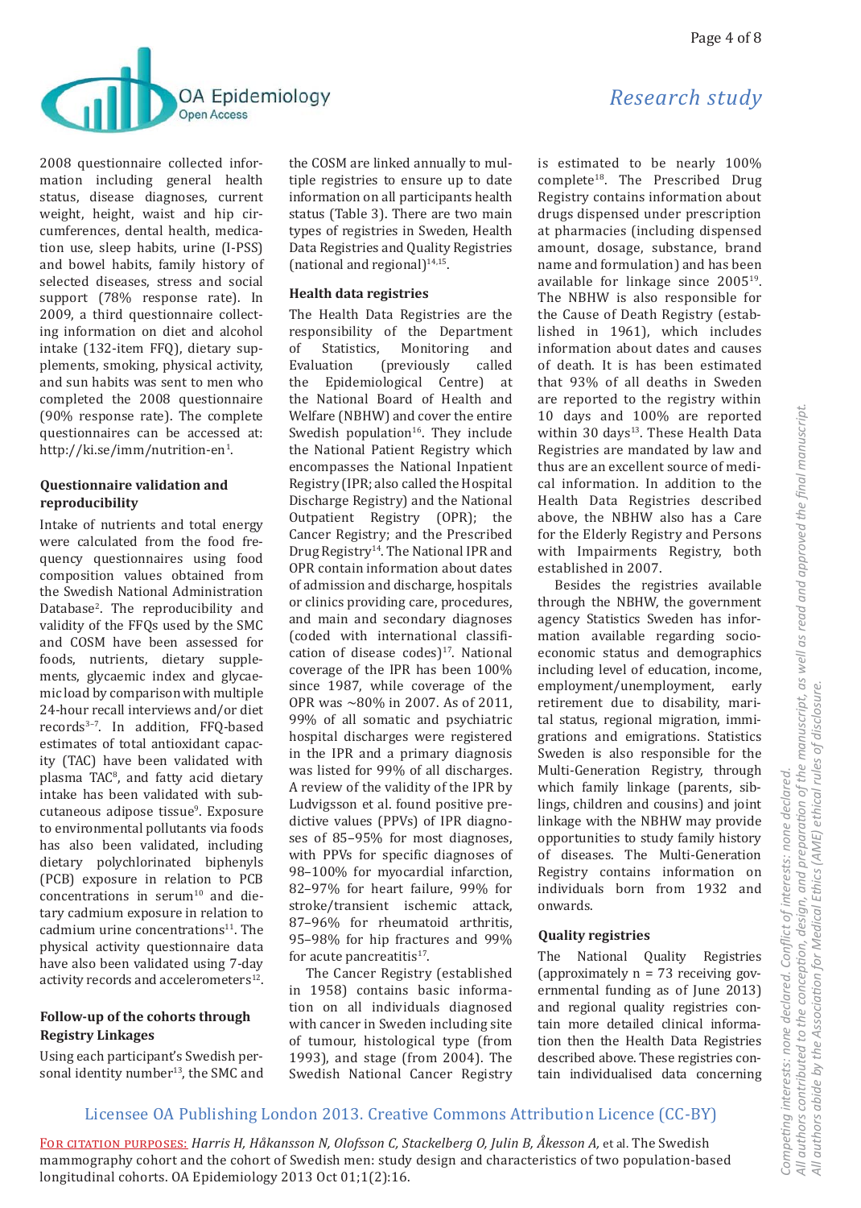2008 questionnaire collected information including general health status, disease diagnoses, current weight, height, waist and hip circumferences, dental health, medication use, sleep habits, urine (I-PSS) and bowel habits, family history of selected diseases, stress and social support (78% response rate). In 2009, a third questionnaire collecting information on diet and alcohol intake (132-item FFQ), dietary supplements, smoking, physical activity, and sun habits was sent to men who completed the 2008 questionnaire (90% response rate). The complete questionnaires can be accessed at: http://ki.se/imm/nutrition-en[1].

### Questionnaire validation and reproducibility

Intake of nutrients and total energy were calculated from the food frequency questionnaires using food composition values obtained from the Swedish National Administration Database[2]. The reproducibility and validity of the FFQs used by the SMC and COSM have been assessed for foods, nutrients, dietary supplements, glycaemic index and glycaemic load by comparison with multiple 24-hour recall interviews and/or diet records[3–7]. In addition, FFQ-based estimates of total antioxidant capacity (TAC) have been validated with plasma TAC[8], and fatty acid dietary intake has been validated with subcutaneous adipose tissue[9]. Exposure to environmental pollutants via foods has also been validated, including dietary polychlorinated biphenyls (PCB) exposure in relation to PCB concentrations in serum[10] and dietary cadmium exposure in relation to cadmium urine concentrations[11]. The physical activity questionnaire data have also been validated using 7-day activity records and accelerometers[12].

### Follow-up of the cohorts through Registry Linkages

Using each participant's Swedish personal identity number[13], the SMC and the COSM are linked annually to multiple registries to ensure up to date information on all participants health status (Table 3). There are two main types of registries in Sweden, Health Data Registries and Quality Registries (national and regional)[14,15].

### Health data registries

The Health Data Registries are the responsibility of the Department of Statistics, Monitoring and Evaluation (previously called the Epidemiological Centre) at the National Board of Health and Welfare (NBHW) and cover the entire Swedish population[16]. They include the National Patient Registry which encompasses the National Inpatient Registry (IPR; also called the Hospital Discharge Registry) and the National Outpatient Registry (OPR); the Cancer Registry; and the Prescribed Drug Registry[14]. The National IPR and OPR contain information about dates of admission and discharge, hospitals or clinics providing care, procedures, and main and secondary diagnoses (coded with international classification of disease codes)[17]. National coverage of the IPR has been 100% since 1987, while coverage of the OPR was ~80% in 2007. As of 2011, 99% of all somatic and psychiatric hospital discharges were registered in the IPR and a primary diagnosis was listed for 99% of all discharges. A review of the validity of the IPR by Ludvigsson et al. found positive predictive values (PPVs) of IPR diagnoses of 85–95% for most diagnoses, with PPVs for specific diagnoses of 98–100% for myocardial infarction, 82–97% for heart failure, 99% for stroke/transient ischemic attack, 87–96% for rheumatoid arthritis, 95–98% for hip fractures and 99% for acute pancreatitis[17].

The Cancer Registry (established in 1958) contains basic information on all individuals diagnosed with cancer in Sweden including site of tumour, histological type (from 1993), and stage (from 2004). The Swedish National Cancer Registry is estimated to be nearly 100% complete[18]. The Prescribed Drug Registry contains information about drugs dispensed under prescription at pharmacies (including dispensed amount, dosage, substance, brand name and formulation) and has been available for linkage since 2005[19]. The NBHW is also responsible for the Cause of Death Registry (established in 1961), which includes information about dates and causes of death. It is has been estimated that 93% of all deaths in Sweden are reported to the registry within 10 days and 100% are reported within 30 days[13]. These Health Data Registries are mandated by law and thus are an excellent source of medical information. In addition to the Health Data Registries described above, the NBHW also has a Care for the Elderly Registry and Persons with Impairments Registry, both established in 2007.

Besides the registries available through the NBHW, the government agency Statistics Sweden has information available regarding socioeconomic status and demographics including level of education, income, employment/unemployment, early retirement due to disability, marital status, regional migration, immigrations and emigrations. Statistics Sweden is also responsible for the Multi-Generation Registry, through which family linkage (parents, siblings, children and cousins) and joint linkage with the NBHW may provide opportunities to study family history of diseases. The Multi-Generation Registry contains information on individuals born from 1932 and onwards.

### Quality registries

The National Quality Registries (approximately n = 73 receiving governmental funding as of June 2013) and regional quality registries contain more detailed clinical information then the Health Data Registries described above. These registries contain individualised data concerning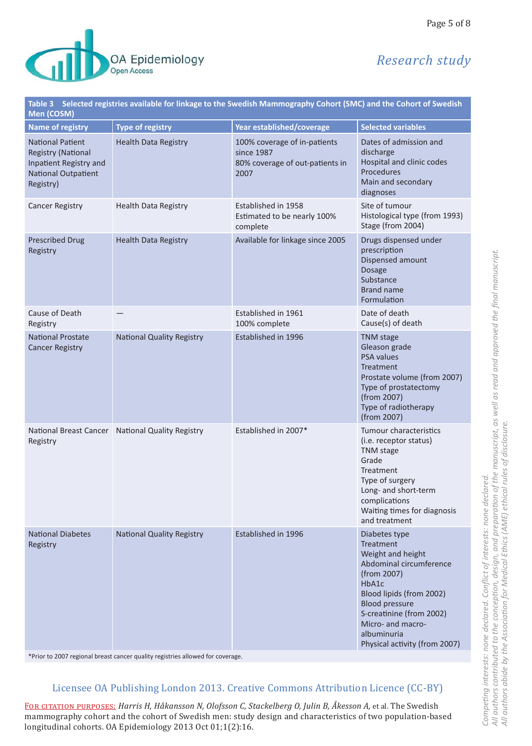**Table 3 Selected registries available for linkage to the Swedish Mammography Cohort (SMC) and the Cohort of Swedish Men (COSM)**

| Name of registry | Type of registry | Year established/coverage | Selected variables |
|---|---|---|---|
| National Patient Registry (National Inpatient Registry and National Outpatient Registry) | Health Data Registry | 100% coverage of in-patients since 1987<br>80% coverage of out-patients in 2007 | Dates of admission and discharge<br>Hospital and clinic codes<br>Procedures<br>Main and secondary diagnoses |
| Cancer Registry | Health Data Registry | Established in 1958<br>Estimated to be nearly 100% complete | Site of tumour<br>Histological type (from 1993)<br>Stage (from 2004) |
| Prescribed Drug Registry | Health Data Registry | Available for linkage since 2005 | Drugs dispensed under prescription<br>Dispensed amount<br>Dosage<br>Substance<br>Brand name<br>Formulation |
| Cause of Death Registry | — | Established in 1961<br>100% complete | Date of death<br>Cause(s) of death |
| National Prostate Cancer Registry | National Quality Registry | Established in 1996 | TNM stage<br>Gleason grade<br>PSA values<br>Treatment<br>Prostate volume (from 2007)<br>Type of prostatectomy (from 2007)<br>Type of radiotherapy (from 2007) |
| National Breast Cancer Registry | National Quality Registry | Established in 2007* | Tumour characteristics (i.e. receptor status)<br>TNM stage<br>Grade<br>Treatment<br>Type of surgery<br>Long- and short-term complications<br>Waiting times for diagnosis and treatment |
| National Diabetes Registry | National Quality Registry | Established in 1996 | Diabetes type<br>Treatment<br>Weight and height<br>Abdominal circumference (from 2007)<br>HbA1c<br>Blood lipids (from 2002)<br>Blood pressure<br>S-creatinine (from 2002)<br>Micro- and macro-albuminuria<br>Physical activity (from 2007) |

*Prior to 2007 regional breast cancer quality registries allowed for coverage.

Licensee OA Publishing London 2013. Creative Commons Attribution Licence (CC-BY)

FOR CITATION PURPOSES: *Harris H, Håkansson N, Olofsson C, Stackelberg O, Julin B, Åkesson A,* et al. The Swedish mammography cohort and the cohort of Swedish men: study design and characteristics of two population-based longitudinal cohorts. OA Epidemiology 2013 Oct 01;1(2):16.

*Competing interests: none declared. Conflict of interests: none declared.*
*All authors contributed to the conception, design, and preparation of the manuscript, as well as read and approved the final manuscript.*
*All authors abide by the Association for Medical Ethics (AME) ethical rules of disclosure.*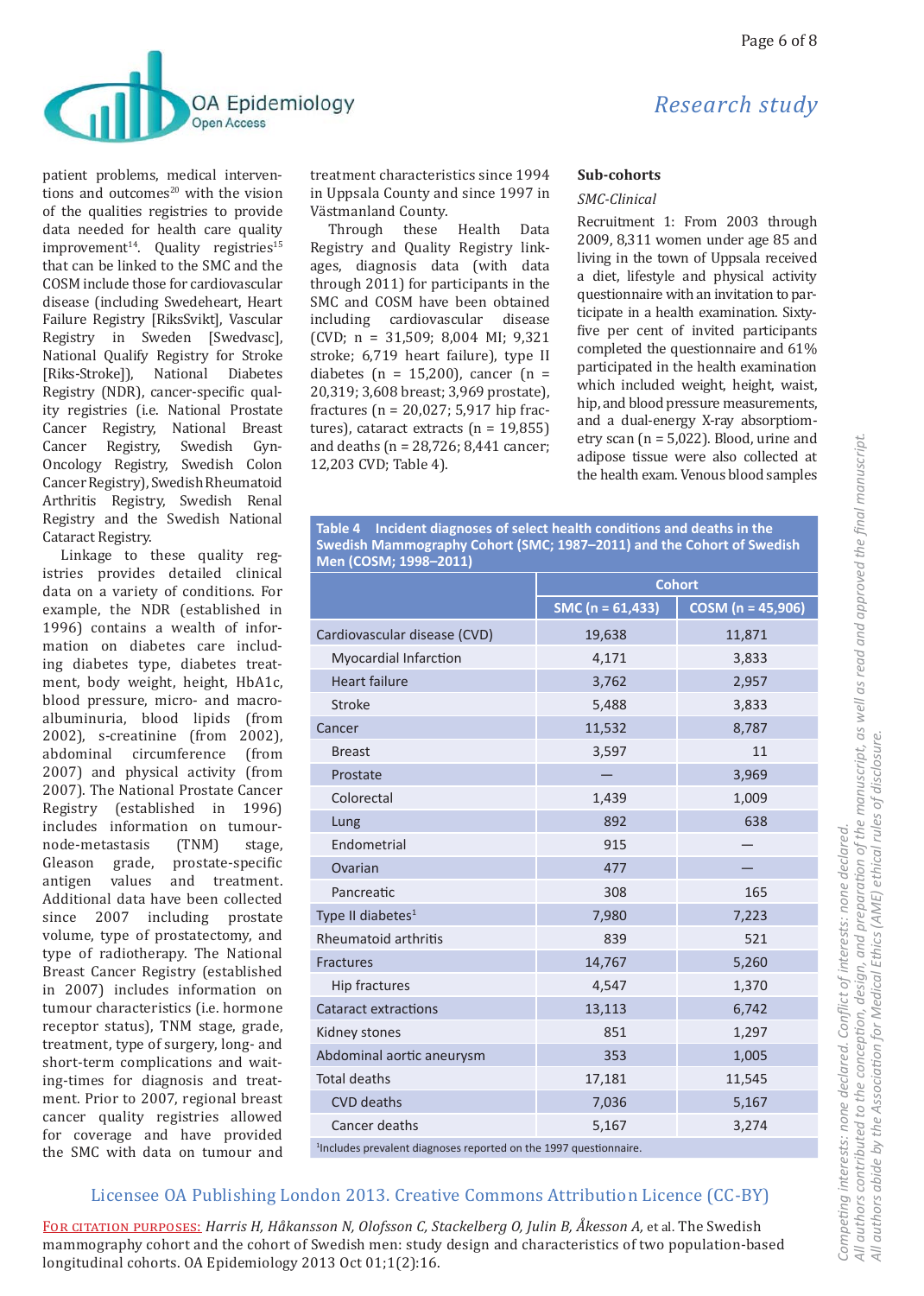patient problems, medical interventions and outcomes[20] with the vision of the qualities registries to provide data needed for health care quality improvement[14]. Quality registries[15] that can be linked to the SMC and the COSM include those for cardiovascular disease (including Swedeheart, Heart Failure Registry [RiksSvikt], Vascular Registry in Sweden [Swedvasc], National Qualify Registry for Stroke [Riks-Stroke]), National Diabetes Registry (NDR), cancer-specific quality registries (i.e. National Prostate Cancer Registry, National Breast Cancer Registry, Swedish Gyn-Oncology Registry, Swedish Colon Cancer Registry), Swedish Rheumatoid Arthritis Registry, Swedish Renal Registry and the Swedish National Cataract Registry.

Linkage to these quality registries provides detailed clinical data on a variety of conditions. For example, the NDR (established in 1996) contains a wealth of information on diabetes care including diabetes type, diabetes treatment, body weight, height, HbA1c, blood pressure, micro- and macroalbuminuria, blood lipids (from 2002), s-creatinine (from 2002), abdominal circumference (from 2007) and physical activity (from 2007). The National Prostate Cancer Registry (established in 1996) includes information on tumour-node-metastasis (TNM) stage, Gleason grade, prostate-specific antigen values and treatment. Additional data have been collected since 2007 including prostate volume, type of prostatectomy, and type of radiotherapy. The National Breast Cancer Registry (established in 2007) includes information on tumour characteristics (i.e. hormone receptor status), TNM stage, grade, treatment, type of surgery, long- and short-term complications and waiting-times for diagnosis and treatment. Prior to 2007, regional breast cancer quality registries allowed for coverage and have provided the SMC with data on tumour and treatment characteristics since 1994 in Uppsala County and since 1997 in Västmanland County.

Through these Health Data Registry and Quality Registry linkages, diagnosis data (with data through 2011) for participants in the SMC and COSM have been obtained including cardiovascular disease (CVD; n = 31,509; 8,004 MI; 9,321 stroke; 6,719 heart failure), type II diabetes (n = 15,200), cancer (n = 20,319; 3,608 breast; 3,969 prostate), fractures (n = 20,027; 5,917 hip fractures), cataract extracts (n = 19,855) and deaths (n = 28,726; 8,441 cancer; 12,203 CVD; Table 4).

### Sub-cohorts

*SMC-Clinical*

Recruitment 1: From 2003 through 2009, 8,311 women under age 85 and living in the town of Uppsala received a diet, lifestyle and physical activity questionnaire with an invitation to participate in a health examination. Sixty-five per cent of invited participants completed the questionnaire and 61% participated in the health examination which included weight, height, waist, hip, and blood pressure measurements, and a dual-energy X-ray absorptiometry scan (n = 5,022). Blood, urine and adipose tissue were also collected at the health exam. Venous blood samples

**Table 4 Incident diagnoses of select health conditions and deaths in the Swedish Mammography Cohort (SMC; 1987–2011) and the Cohort of Swedish Men (COSM; 1998–2011)**

| | Cohort | |
|---|---|---|
| | SMC (n = 61,433) | COSM (n = 45,906) |
| Cardiovascular disease (CVD) | 19,638 | 11,871 |
| Myocardial Infarction | 4,171 | 3,833 |
| Heart failure | 3,762 | 2,957 |
| Stroke | 5,488 | 3,833 |
| Cancer | 11,532 | 8,787 |
| Breast | 3,597 | 11 |
| Prostate | — | 3,969 |
| Colorectal | 1,439 | 1,009 |
| Lung | 892 | 638 |
| Endometrial | 915 | — |
| Ovarian | 477 | — |
| Pancreatic | 308 | 165 |
| Type II diabetes[1] | 7,980 | 7,223 |
| Rheumatoid arthritis | 839 | 521 |
| Fractures | 14,767 | 5,260 |
| Hip fractures | 4,547 | 1,370 |
| Cataract extractions | 13,113 | 6,742 |
| Kidney stones | 851 | 1,297 |
| Abdominal aortic aneurysm | 353 | 1,005 |
| Total deaths | 17,181 | 11,545 |
| CVD deaths | 7,036 | 5,167 |
| Cancer deaths | 5,167 | 3,274 |

[1]Includes prevalent diagnoses reported on the 1997 questionnaire.

Licensee OA Publishing London 2013. Creative Commons Attribution Licence (CC-BY)

For citation purposes: *Harris H, Håkansson N, Olofsson C, Stackelberg O, Julin B, Åkesson A,* et al. The Swedish mammography cohort and the cohort of Swedish men: study design and characteristics of two population-based longitudinal cohorts. OA Epidemiology 2013 Oct 01;1(2):16.

*Competing interests: none declared. Conflict of interests: none declared. All authors contributed to the conception, design, and preparation of the manuscript, as well as read and approved the final manuscript. All authors abide by the Association for Medical Ethics (AME) ethical rules of disclosure.*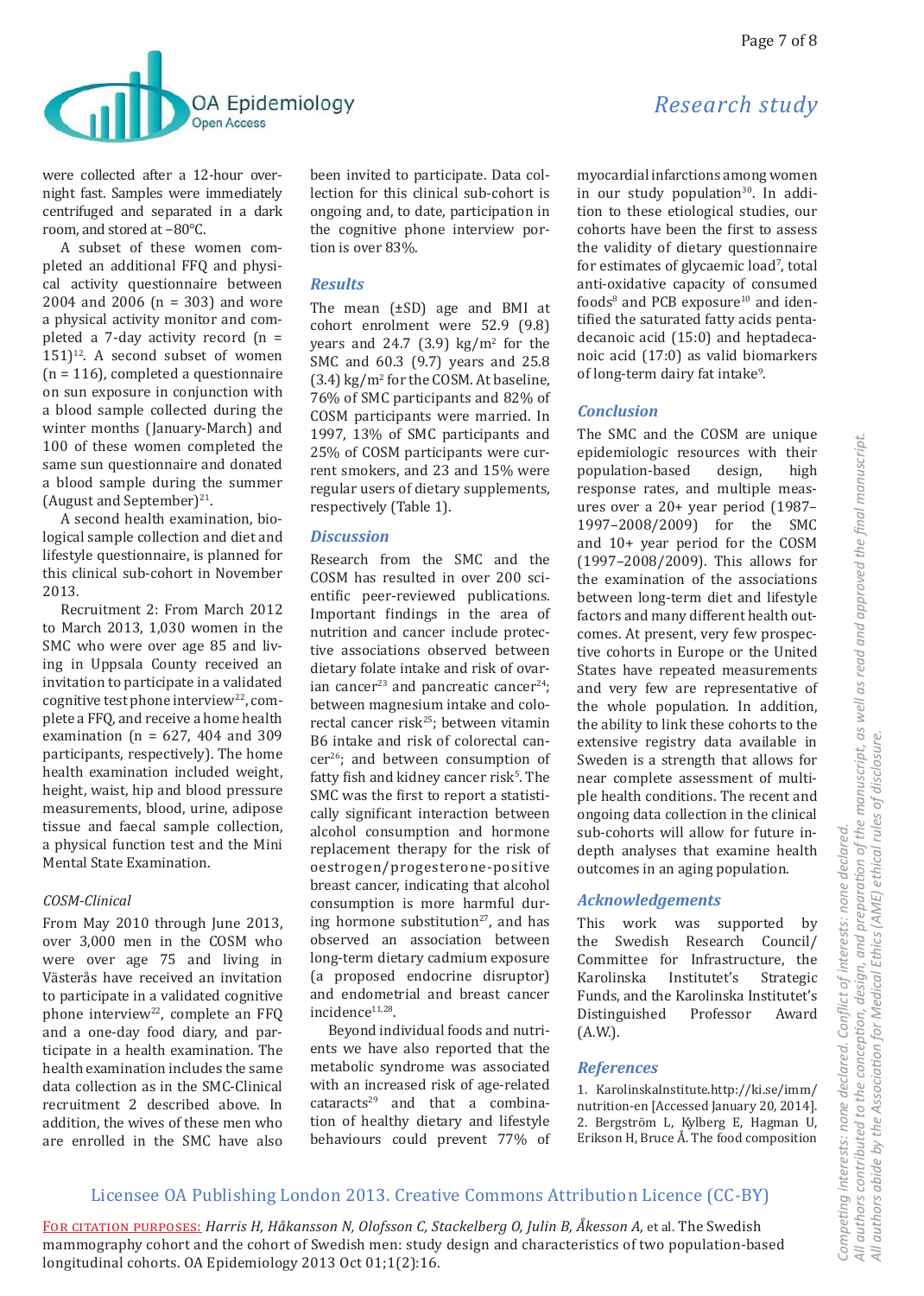were collected after a 12-hour overnight fast. Samples were immediately centrifuged and separated in a dark room, and stored at −80°C.

A subset of these women completed an additional FFQ and physical activity questionnaire between 2004 and 2006 (n = 303) and wore a physical activity monitor and completed a 7-day activity record (n = 151)[12]. A second subset of women (n = 116), completed a questionnaire on sun exposure in conjunction with a blood sample collected during the winter months (January-March) and 100 of these women completed the same sun questionnaire and donated a blood sample during the summer (August and September)[21].

A second health examination, biological sample collection and diet and lifestyle questionnaire, is planned for this clinical sub-cohort in November 2013.

Recruitment 2: From March 2012 to March 2013, 1,030 women in the SMC who were over age 85 and living in Uppsala County received an invitation to participate in a validated cognitive test phone interview[22], complete a FFQ, and receive a home health examination (n = 627, 404 and 309 participants, respectively). The home health examination included weight, height, waist, hip and blood pressure measurements, blood, urine, adipose tissue and faecal sample collection, a physical function test and the Mini Mental State Examination.

*COSM-Clinical*

From May 2010 through June 2013, over 3,000 men in the COSM who were over age 75 and living in Västerås have received an invitation to participate in a validated cognitive phone interview[22], complete an FFQ and a one-day food diary, and participate in a health examination. The health examination includes the same data collection as in the SMC-Clinical recruitment 2 described above. In addition, the wives of these men who are enrolled in the SMC have also been invited to participate. Data collection for this clinical sub-cohort is ongoing and, to date, participation in the cognitive phone interview portion is over 83%.

## Results

The mean (±SD) age and BMI at cohort enrolment were 52.9 (9.8) years and 24.7 (3.9) kg/m$^2$ for the SMC and 60.3 (9.7) years and 25.8 (3.4) kg/m$^2$ for the COSM. At baseline, 76% of SMC participants and 82% of COSM participants were married. In 1997, 13% of SMC participants and 25% of COSM participants were current smokers, and 23 and 15% were regular users of dietary supplements, respectively (Table 1).

## Discussion

Research from the SMC and the COSM has resulted in over 200 scientific peer-reviewed publications. Important findings in the area of nutrition and cancer include protective associations observed between dietary folate intake and risk of ovarian cancer[23] and pancreatic cancer[24]; between magnesium intake and colorectal cancer risk[25]; between vitamin B6 intake and risk of colorectal cancer[26]; and between consumption of fatty fish and kidney cancer risk[5]. The SMC was the first to report a statistically significant interaction between alcohol consumption and hormone replacement therapy for the risk of oestrogen/progesterone-positive breast cancer, indicating that alcohol consumption is more harmful during hormone substitution[27], and has observed an association between long-term dietary cadmium exposure (a proposed endocrine disruptor) and endometrial and breast cancer incidence[11,28].

Beyond individual foods and nutrients we have also reported that the metabolic syndrome was associated with an increased risk of age-related cataracts[29] and that a combination of healthy dietary and lifestyle behaviours could prevent 77% of myocardial infarctions among women in our study population[30]. In addition to these etiological studies, our cohorts have been the first to assess the validity of dietary questionnaire for estimates of glycaemic load[7], total anti-oxidative capacity of consumed foods[8] and PCB exposure[10] and identified the saturated fatty acids pentadecanoic acid (15:0) and heptadecanoic acid (17:0) as valid biomarkers of long-term dairy fat intake[9].

## Conclusion

The SMC and the COSM are unique epidemiologic resources with their population-based design, high response rates, and multiple measures over a 20+ year period (1987–1997–2008/2009) for the SMC and 10+ year period for the COSM (1997–2008/2009). This allows for the examination of the associations between long-term diet and lifestyle factors and many different health outcomes. At present, very few prospective cohorts in Europe or the United States have repeated measurements and very few are representative of the whole population. In addition, the ability to link these cohorts to the extensive registry data available in Sweden is a strength that allows for near complete assessment of multiple health conditions. The recent and ongoing data collection in the clinical sub-cohorts will allow for future in-depth analyses that examine health outcomes in an aging population.

## Acknowledgements

This work was supported by the Swedish Research Council/Committee for Infrastructure, the Karolinska Institutet's Strategic Funds, and the Karolinska Institutet's Distinguished Professor Award (A.W.).

## References

1. KarolinskaInstitute.http://ki.se/imm/nutrition-en [Accessed January 20, 2014].
2. Bergström L, Kylberg E, Hagman U, Erikson H, Bruce Å. The food composition

Licensee OA Publishing London 2013. Creative Commons Attribution Licence (CC-BY)

FOR CITATION PURPOSES: *Harris H, Håkansson N, Olofsson C, Stackelberg O, Julin B, Åkesson A,* et al. The Swedish mammography cohort and the cohort of Swedish men: study design and characteristics of two population-based longitudinal cohorts. OA Epidemiology 2013 Oct 01;1(2):16.

*Competing interests: none declared. Conflict of interests: none declared. All authors contributed to the conception, design, and preparation of the manuscript, as well as read and approved the final manuscript. All authors abide by the Association for Medical Ethics (AME) ethical rules of disclosure.*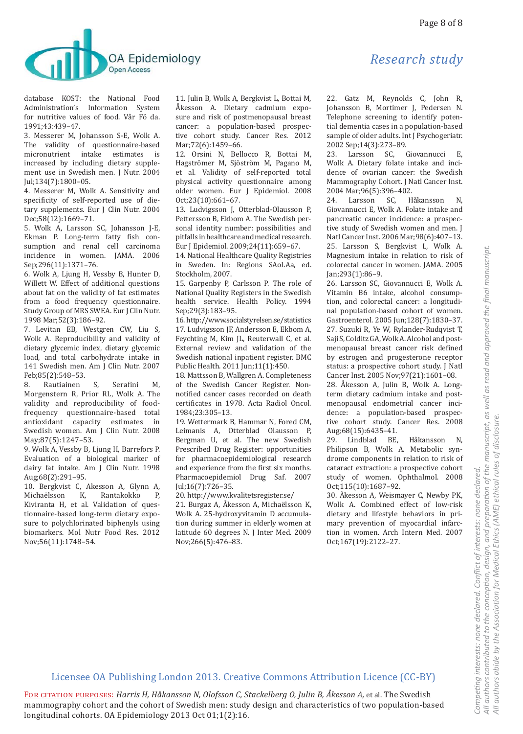database KOST: the National Food Administration's Information System for nutritive values of food. Vår Fö da. 1991;43:439–47.

3. Messerer M, Johansson S-E, Wolk A. The validity of questionnaire-based micronutrient intake estimates is increased by including dietary supplement use in Swedish men. J Nutr. 2004 Jul;134(7):1800–05.

4. Messerer M, Wolk A. Sensitivity and specificity of self-reported use of dietary supplements. Eur J Clin Nutr. 2004 Dec;58(12):1669–71.

5. Wolk A, Larsson SC, Johansson J-E, Ekman P. Long-term fatty fish consumption and renal cell carcinoma incidence in women. JAMA. 2006 Sep;296(11):1371–76.

6. Wolk A, Ljung H, Vessby B, Hunter D, Willett W. Effect of additional questions about fat on the validity of fat estimates from a food frequency questionnaire. Study Group of MRS SWEA. Eur J Clin Nutr. 1998 Mar;52(3):186–92.

7. Levitan EB, Westgren CW, Liu S, Wolk A. Reproducibility and validity of dietary glycemic index, dietary glycemic load, and total carbohydrate intake in 141 Swedish men. Am J Clin Nutr. 2007 Feb;85(2):548–53.

8. Rautiainen S, Serafini M, Morgenstern R, Prior RL, Wolk A. The validity and reproducibility of food-frequency questionnaire-based total antioxidant capacity estimates in Swedish women. Am J Clin Nutr. 2008 May;87(5):1247–53.

9. Wolk A, Vessby B, Ljung H, Barrefors P. Evaluation of a biological marker of dairy fat intake. Am J Clin Nutr. 1998 Aug;68(2):291–95.

10. Bergkvist C, Akesson A, Glynn A, Michaëlsson K, Rantakokko P, Kiviranta H, et al. Validation of questionnaire-based long-term dietary exposure to polychlorinated biphenyls using biomarkers. Mol Nutr Food Res. 2012 Nov;56(11):1748–54.

11. Julin B, Wolk A, Bergkvist L, Bottai M, Åkesson A. Dietary cadmium exposure and risk of postmenopausal breast cancer: a population-based prospective cohort study. Cancer Res. 2012 Mar;72(6):1459–66.

12. Orsini N, Bellocco R, Bottai M, Hagströmer M, Sjöström M, Pagano M, et al. Validity of self-reported total physical activity questionnaire among older women. Eur J Epidemiol. 2008 Oct;23(10):661–67.

13. Ludvigsson J, Otterblad-Olausson P, Pettersson B, Ekbom A. The Swedish personal identity number: possibilities and pitfalls in healthcare and medical research. Eur J Epidemiol. 2009;24(11):659–67.

14. National Healthcare Quality Registries in Sweden. In: Regions SAoLAa, ed. Stockholm, 2007.

15. Garpenby P, Carlsson P. The role of National Quality Registers in the Swedish health service. Health Policy. 1994 Sep;29(3):183–95.

16. http://www.socialstyrelsen.se/statistics

17. Ludvigsson JF, Andersson E, Ekbom A, Feychting M, Kim JL, Reuterwall C, et al. External review and validation of the Swedish national inpatient register. BMC Public Health. 2011 Jun;11(1):450.

18. Mattsson B, Wallgren A. Completeness of the Swedish Cancer Register. Non-notified cancer cases recorded on death certificates in 1978. Acta Radiol Oncol. 1984;23:305–13.

19. Wettermark B, Hammar N, Fored CM, Leimanis A, Otterblad Olausson P, Bergman U, et al. The new Swedish Prescribed Drug Register: opportunities for pharmacoepidemiological research and experience from the first six months. Pharmacoepidemiol Drug Saf. 2007 Jul;16(7):726–35.

20. http://www.kvalitetsregister.se/

21. Burgaz A, Åkesson A, Michaëlsson K, Wolk A. 25-hydroxyvitamin D accumulation during summer in elderly women at latitude 60 degrees N. J Inter Med. 2009 Nov;266(5):476–83.

22. Gatz M, Reynolds C, John R, Johansson B, Mortimer J, Pedersen N. Telephone screening to identify potential dementia cases in a population-based sample of older adults. Int J Psychogeriatr. 2002 Sep;14(3):273–89.

23. Larsson SC, Giovannucci E, Wolk A. Dietary folate intake and incidence of ovarian cancer: the Swedish Mammography Cohort. J Natl Cancer Inst. 2004 Mar;96(5):396–402.

24. Larsson SC, Håkansson N, Giovannucci E, Wolk A. Folate intake and pancreatic cancer incidence: a prospective study of Swedish women and men. J Natl Cancer Inst. 2006 Mar;98(6):407–13.

25. Larsson S, Bergkvist L, Wolk A. Magnesium intake in relation to risk of colorectal cancer in women. JAMA. 2005 Jan;293(1):86–9.

26. Larsson SC, Giovannucci E, Wolk A. Vitamin B6 intake, alcohol consumption, and colorectal cancer: a longitudinal population-based cohort of women. Gastroenterol. 2005 Jun;128(7):1830–37.

27. Suzuki R, Ye W, Rylander-Rudqvist T, Saji S, Colditz GA, Wolk A. Alcohol and postmenopausal breast cancer risk defined by estrogen and progesterone receptor status: a prospective cohort study. J Natl Cancer Inst. 2005 Nov;97(21):1601–08.

28. Åkesson A, Julin B, Wolk A. Long-term dietary cadmium intake and postmenopausal endometrial cancer incidence: a population-based prospective cohort study. Cancer Res. 2008 Aug;68(15):6435–41.

29. Lindblad BE, Håkansson N, Philipson B, Wolk A. Metabolic syndrome components in relation to risk of cataract extraction: a prospective cohort study of women. Ophthalmol. 2008 Oct;115(10):1687–92.

30. Åkesson A, Weismayer C, Newby PK, Wolk A. Combined effect of low-risk dietary and lifestyle behaviors in primary prevention of myocardial infarction in women. Arch Intern Med. 2007 Oct;167(19):2122–27.

Competing interests: none declared. Conflict of interests: none declared.
All authors contributed to the conception, design, and preparation of the manuscript, as well as read and approved the final manuscript.
All authors abide by the Association for Medical Ethics (AME) ethical rules of disclosure.

Licensee OA Publishing London 2013. Creative Commons Attribution Licence (CC-BY)

FOR CITATION PURPOSES: *Harris H, Håkansson N, Olofsson C, Stackelberg O, Julin B, Åkesson A,* et al. The Swedish mammography cohort and the cohort of Swedish men: study design and characteristics of two population-based longitudinal cohorts. OA Epidemiology 2013 Oct 01;1(2):16.